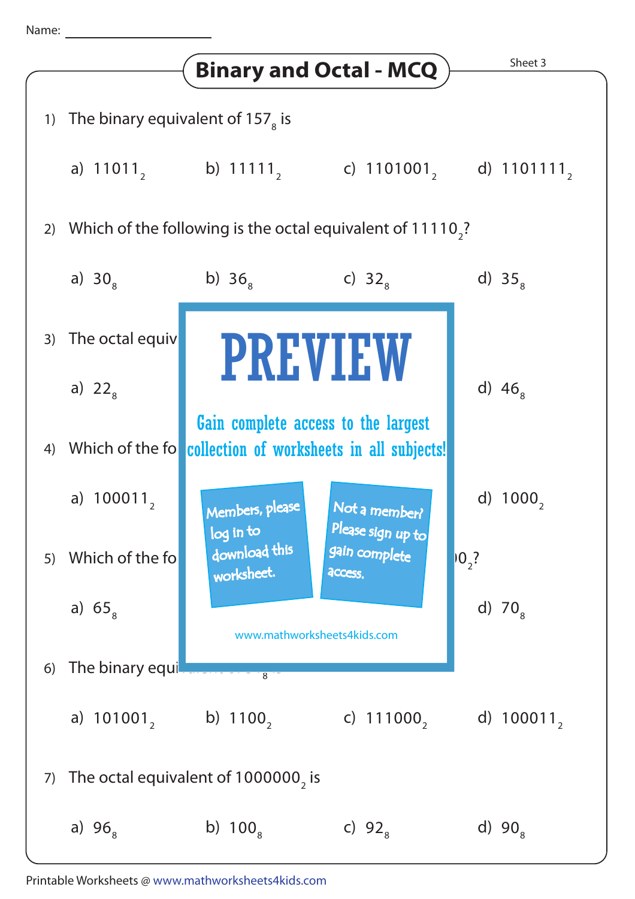Name: ____________________

# Binary and Octal - MCQ

Sheet 3

1) The binary equivalent of $157_8$ is

a) $11011_2$ b) $11111_2$ c) $1101001_2$ d) $1101111_2$

2) Which of the following is the octal equivalent of $11110_2$?

a) $30_8$ b) $36_8$ c) $32_8$ d) $35_8$

3) The octal equiv

a) $22_8$ d) $46_8$

4) Which of the fo

a) $100011_2$ d) $1000_2$

5) Which of the fo ...$0_2$?

a) $65_8$ d) $70_8$

6) The binary equi

a) $101001_2$ b) $1100_2$ c) $111000_2$ d) $100011_2$

7) The octal equivalent of $1000000_2$ is

a) $96_8$ b) $100_8$ c) $92_8$ d) $90_8$

PREVIEW

Gain complete access to the largest collection of worksheets in all subjects!

Members, please log in to download this worksheet.

Not a member? Please sign up to gain complete access.

www.mathworksheets4kids.com

Printable Worksheets @ www.mathworksheets4kids.com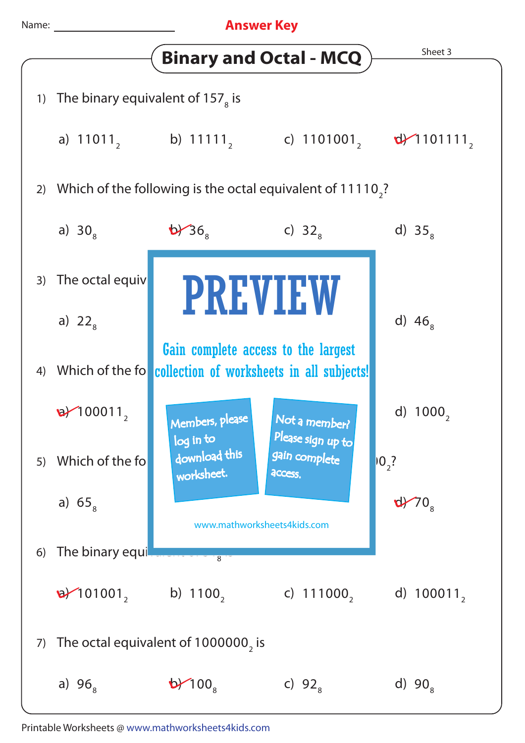Name: ____________________

**Answer Key**

# Binary and Octal - MCQ

Sheet 3

1) The binary equivalent of $157_8$ is

a) $11011_2$ b) $11111_2$ c) $1101001_2$ d) $1101111_2$ ✓

2) Which of the following is the octal equivalent of $11110_2$?

a) $30_8$ b) $36_8$ ✓ c) $32_8$ d) $35_8$

3) The octal equiv

a) $22_8$ d) $46_8$

4) Which of the fo

a) $100011_2$ ✓ d) $1000_2$

5) Which of the fo ... $0_2$?

a) $65_8$ d) $70_8$ ✓

**PREVIEW**

Gain complete access to the largest collection of worksheets in all subjects!

Members, please log in to download this worksheet.

Not a member? Please sign up to gain complete access.

www.mathworksheets4kids.com

6) The binary equi... $_8$ is

a) $101001_2$ ✓ b) $1100_2$ c) $111000_2$ d) $100011_2$

7) The octal equivalent of $1000000_2$ is

a) $96_8$ b) $100_8$ ✓ c) $92_8$ d) $90_8$

Printable Worksheets @ www.mathworksheets4kids.com